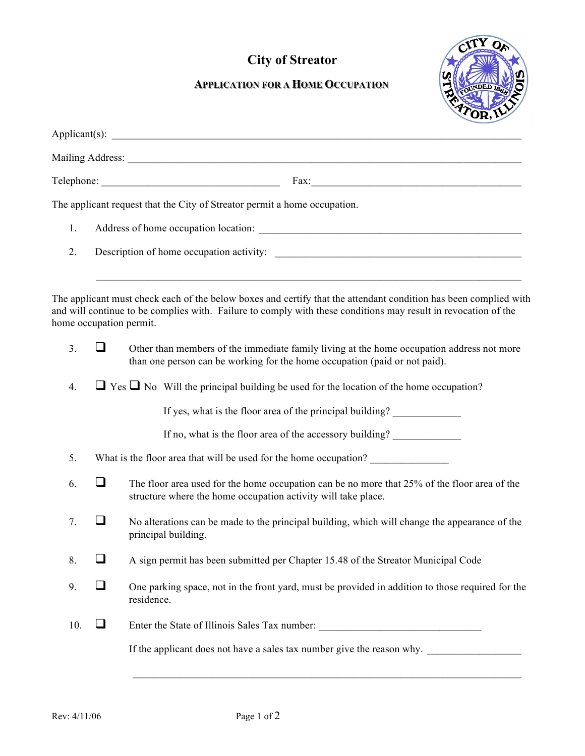# City of Streator

## APPLICATION FOR A HOME OCCUPATION

Applicant(s): ______________________________________________________________

Mailing Address: ___________________________________________________________

Telephone: ______________________________ Fax: __________________________________

The applicant request that the City of Streator permit a home occupation.

1. Address of home occupation location: __________________________________________

2. Description of home occupation activity: ________________________________________

   ______________________________________________________________________

The applicant must check each of the below boxes and certify that the attendant condition has been complied with and will continue to be complies with. Failure to comply with these conditions may result in revocation of the home occupation permit.

3. ☐ Other than members of the immediate family living at the home occupation address not more than one person can be working for the home occupation (paid or not paid).

4. ☐ Yes ☐ No Will the principal building be used for the location of the home occupation?

   If yes, what is the floor area of the principal building? _____________

   If no, what is the floor area of the accessory building? _____________

5. What is the floor area that will be used for the home occupation? _______________

6. ☐ The floor area used for the home occupation can be no more that 25% of the floor area of the structure where the home occupation activity will take place.

7. ☐ No alterations can be made to the principal building, which will change the appearance of the principal building.

8. ☐ A sign permit has been submitted per Chapter 15.48 of the Streator Municipal Code

9. ☐ One parking space, not in the front yard, must be provided in addition to those required for the residence.

10. ☐ Enter the State of Illinois Sales Tax number: _______________________________

    If the applicant does not have a sales tax number give the reason why. __________________

    ______________________________________________________________________

Rev: 4/11/06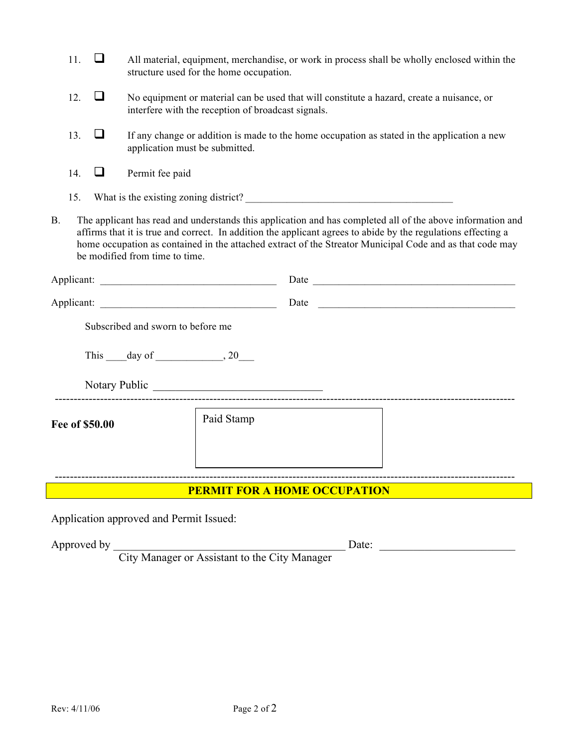11. ☐ All material, equipment, merchandise, or work in process shall be wholly enclosed within the structure used for the home occupation.

12. ☐ No equipment or material can be used that will constitute a hazard, create a nuisance, or interfere with the reception of broadcast signals.

13. ☐ If any change or addition is made to the home occupation as stated in the application a new application must be submitted.

14. ☐ Permit fee paid

15. What is the existing zoning district? ________________________________________

B. The applicant has read and understands this application and has completed all of the above information and affirms that it is true and correct. In addition the applicant agrees to abide by the regulations effecting a home occupation as contained in the attached extract of the Streator Municipal Code and as that code may be modified from time to time.

Applicant: ___________________________________ Date ________________________________________

Applicant: ___________________________________ Date ________________________________________

Subscribed and sworn to before me

This ____day of _____________, 20___

Notary Public _________________________________

---

**Fee of $50.00**

Paid Stamp

---

## PERMIT FOR A HOME OCCUPATION

Application approved and Permit Issued:

Approved by ___________________________________________ Date: ________________________
City Manager or Assistant to the City Manager

Rev: 4/11/06